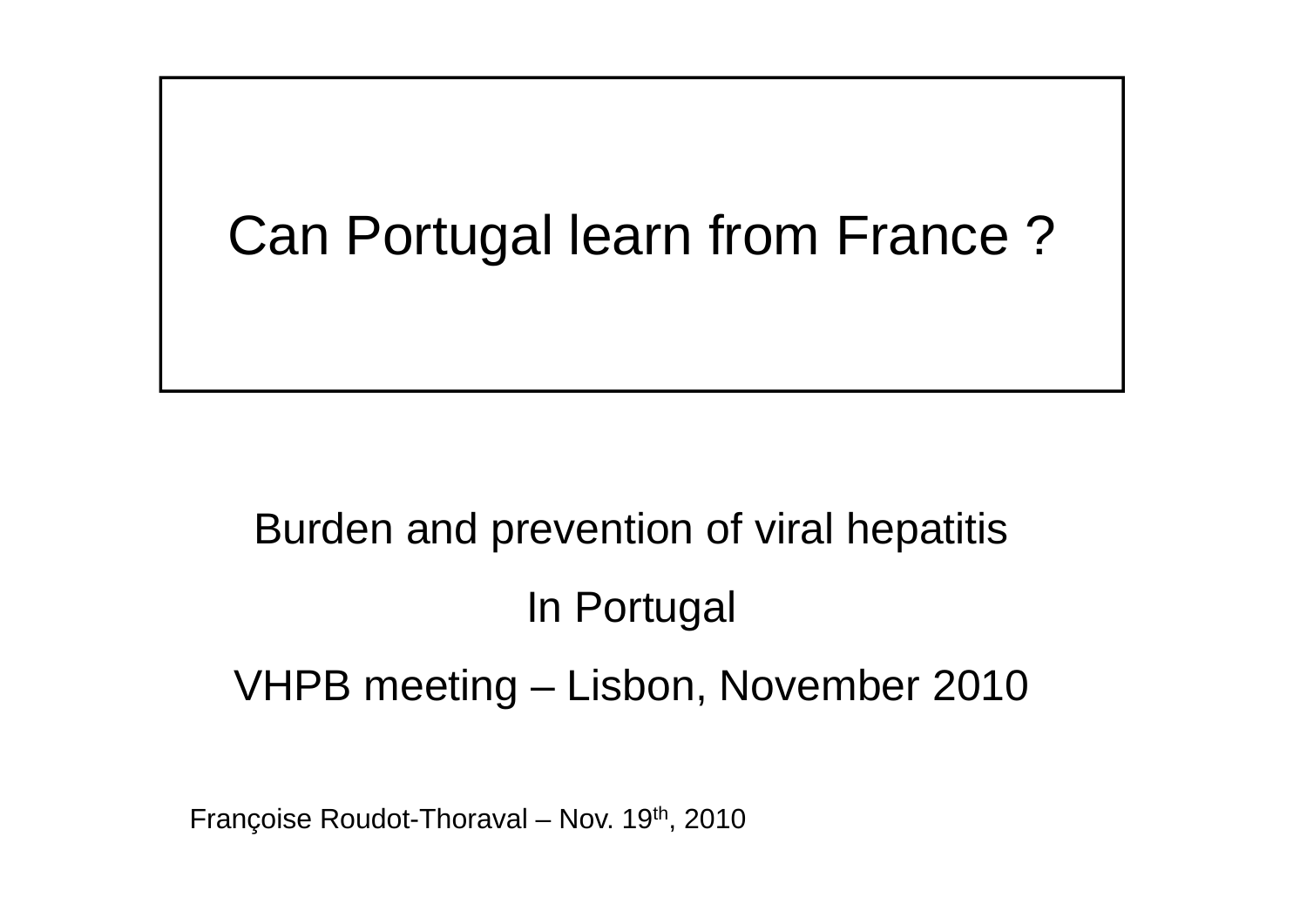# Can Portugal learn from France ?

Burden and prevention of viral hepatitis

In Portugal

VHPB meeting – Lisbon, November 2010

Françoise Roudot-Thoraval – Nov. 19th, 2010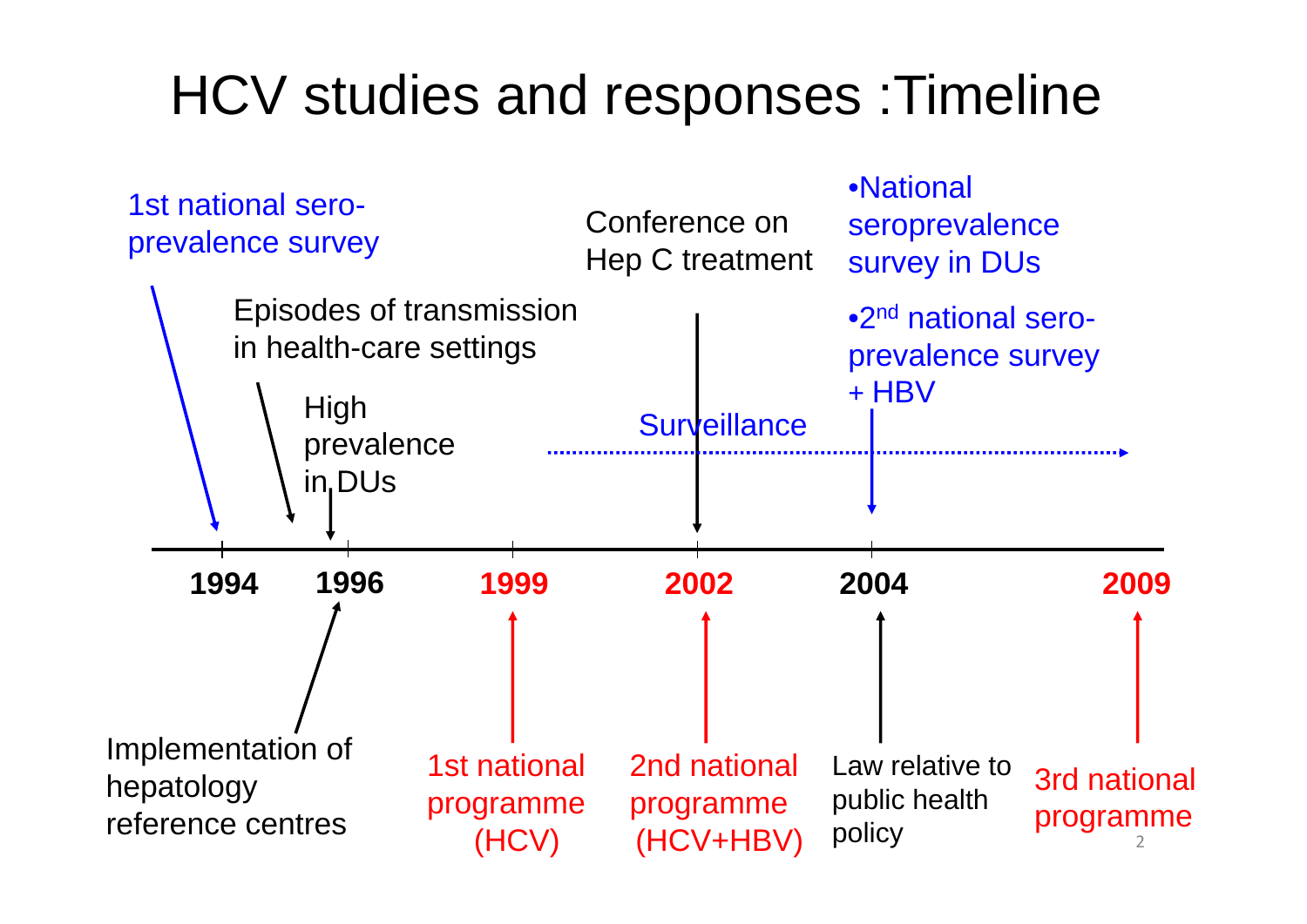# HCV studies and responses :Timeline

- **1994**
  - 1st national sero-prevalence survey
- **1996**
  - Episodes of transmission in health-care settings
  - High prevalence in DUs
  - Implementation of hepatology reference centres
- **1999**
  - 1st national programme (HCV)
  - Surveillance (ongoing from 1999 onward)
- **2002**
  - Conference on Hep C treatment
  - 2nd national programme (HCV+HBV)
- **2004**
  - National seroprevalence survey in DUs
  - 2nd national sero-prevalence survey + HBV
  - Law relative to public health policy
- **2009**
  - 3rd national programme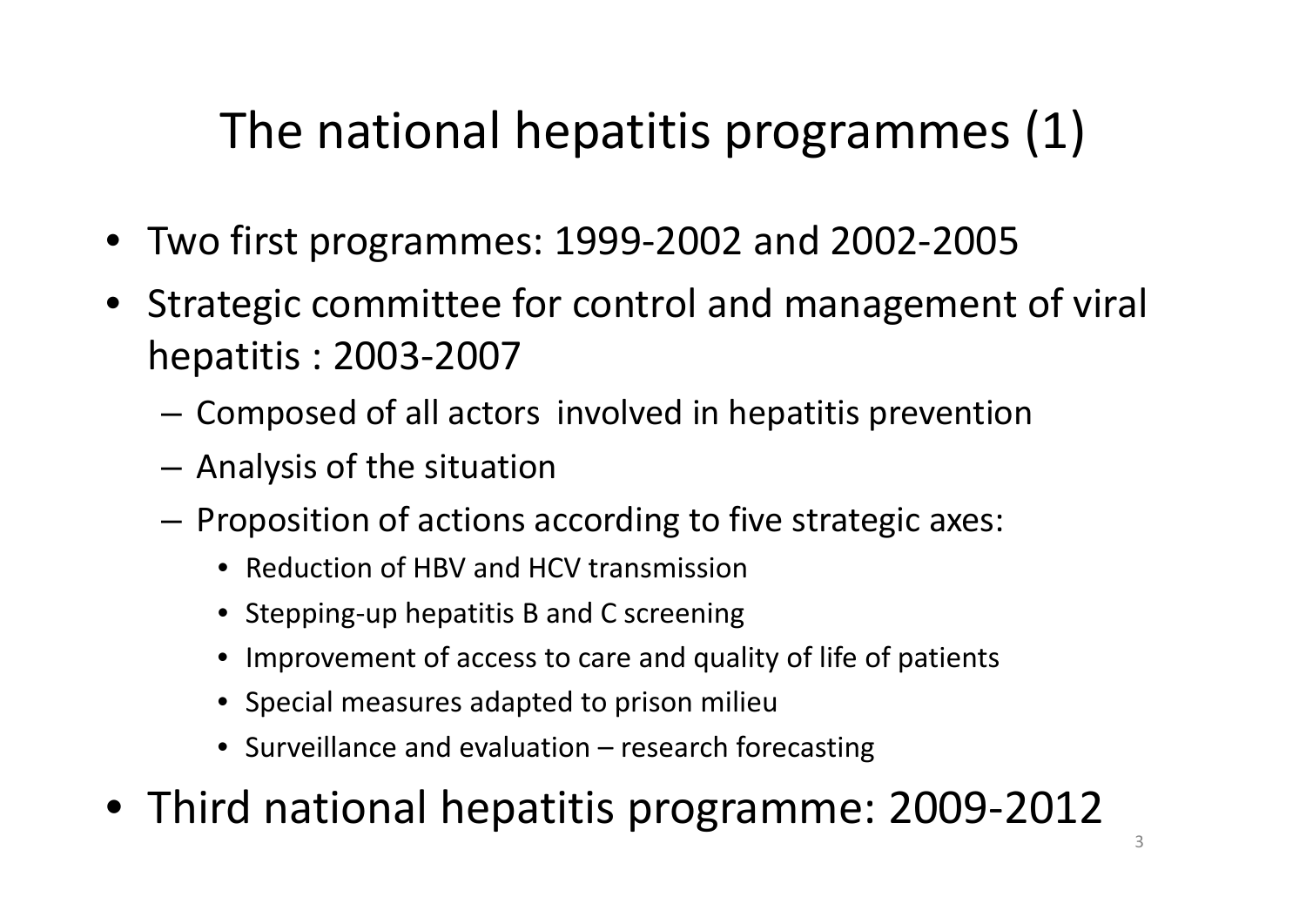# The national hepatitis programmes (1)

- Two first programmes: 1999-2002 and 2002-2005
- Strategic committee for control and management of viral hepatitis : 2003-2007
  - Composed of all actors involved in hepatitis prevention
  - Analysis of the situation
  - Proposition of actions according to five strategic axes:
    - Reduction of HBV and HCV transmission
    - Stepping-up hepatitis B and C screening
    - Improvement of access to care and quality of life of patients
    - Special measures adapted to prison milieu
    - Surveillance and evaluation – research forecasting
- Third national hepatitis programme: 2009-2012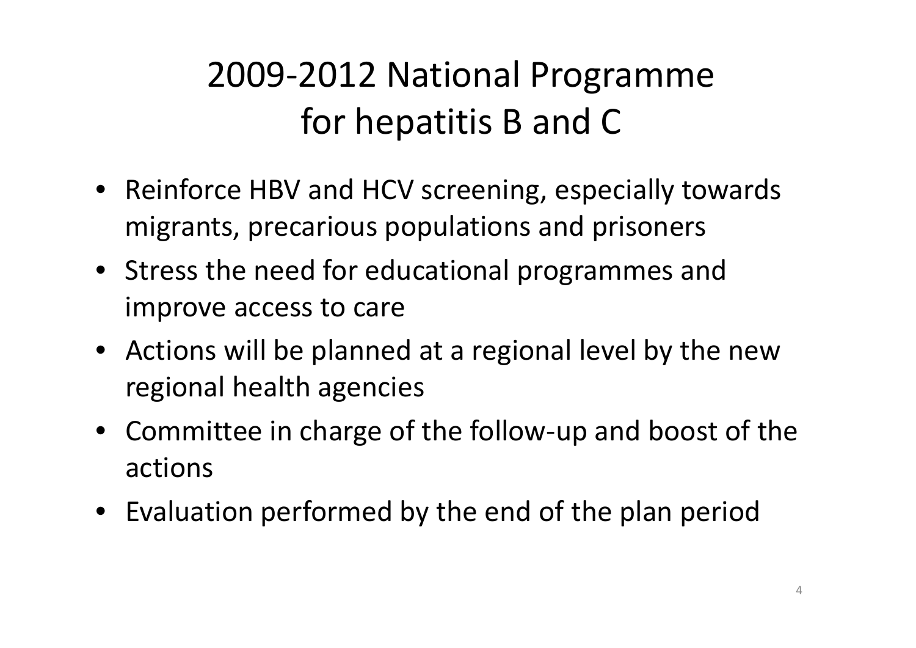# 2009-2012 National Programme for hepatitis B and C

- Reinforce HBV and HCV screening, especially towards migrants, precarious populations and prisoners
- Stress the need for educational programmes and improve access to care
- Actions will be planned at a regional level by the new regional health agencies
- Committee in charge of the follow-up and boost of the actions
- Evaluation performed by the end of the plan period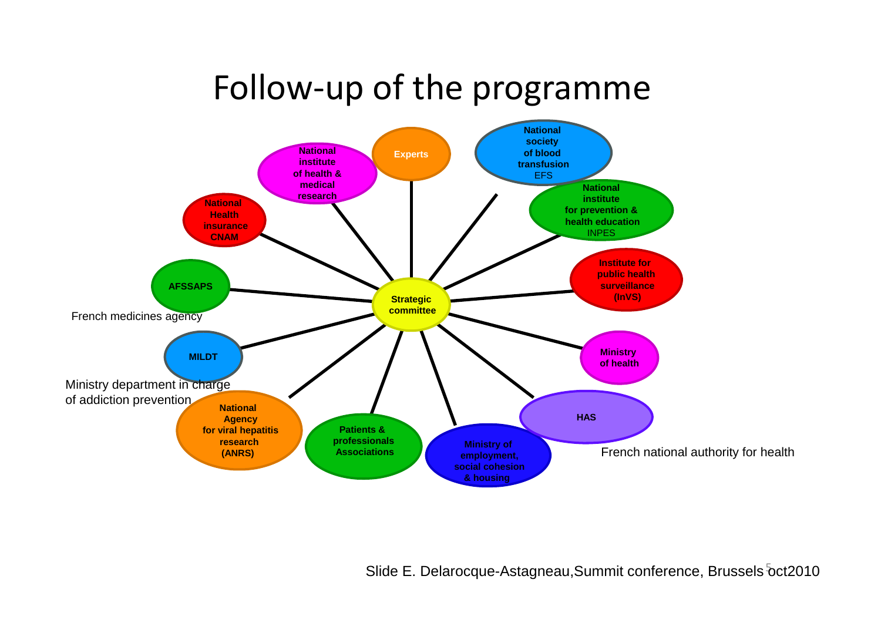# Follow-up of the programme

- Strategic committee
  - Experts
  - National society of blood transfusion EFS
  - National institute for prevention & health education INPES
  - Institute for public health surveillance (InVS)
  - Ministry of health
  - HAS
  - Ministry of employment, social cohesion & housing
  - Patients & professionals Associations
  - National Agency for viral hepatitis research (ANRS)
  - MILDT
  - AFSSAPS
  - National Health insurance CNAM
  - National institute of health & medical research

French medicines agency

Ministry department in charge of addiction prevention

French national authority for health

Slide E. Delarocque-Astagneau, Summit conference, Brussels oct2010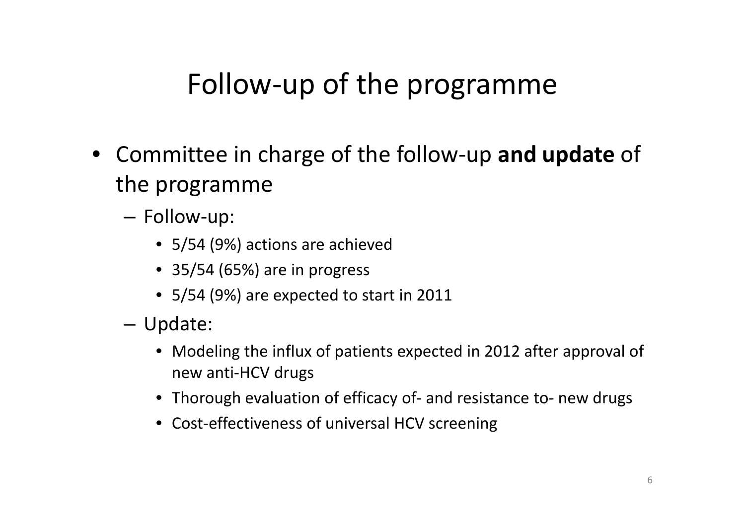# Follow-up of the programme

- Committee in charge of the follow-up **and update** of the programme
  - Follow-up:
    - 5/54 (9%) actions are achieved
    - 35/54 (65%) are in progress
    - 5/54 (9%) are expected to start in 2011
  - Update:
    - Modeling the influx of patients expected in 2012 after approval of new anti-HCV drugs
    - Thorough evaluation of efficacy of- and resistance to- new drugs
    - Cost-effectiveness of universal HCV screening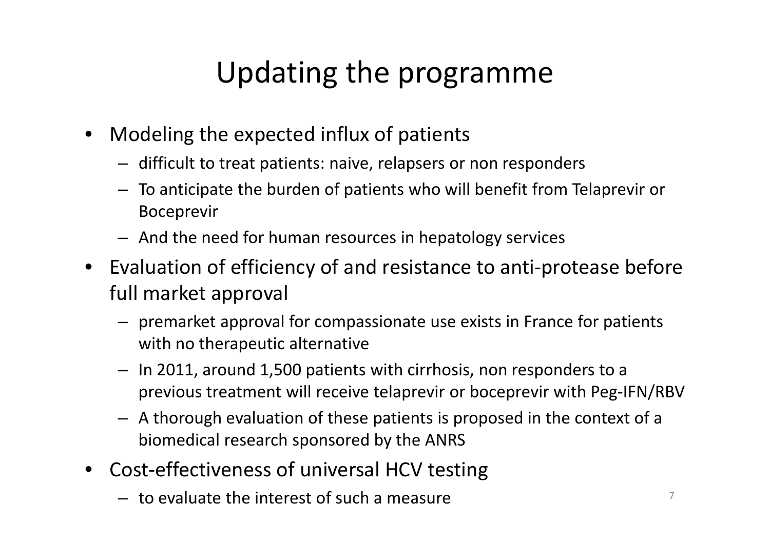# Updating the programme

- Modeling the expected influx of patients
  - difficult to treat patients: naive, relapsers or non responders
  - To anticipate the burden of patients who will benefit from Telaprevir or Boceprevir
  - And the need for human resources in hepatology services
- Evaluation of efficiency of and resistance to anti-protease before full market approval
  - premarket approval for compassionate use exists in France for patients with no therapeutic alternative
  - In 2011, around 1,500 patients with cirrhosis, non responders to a previous treatment will receive telaprevir or boceprevir with Peg-IFN/RBV
  - A thorough evaluation of these patients is proposed in the context of a biomedical research sponsored by the ANRS
- Cost-effectiveness of universal HCV testing
  - to evaluate the interest of such a measure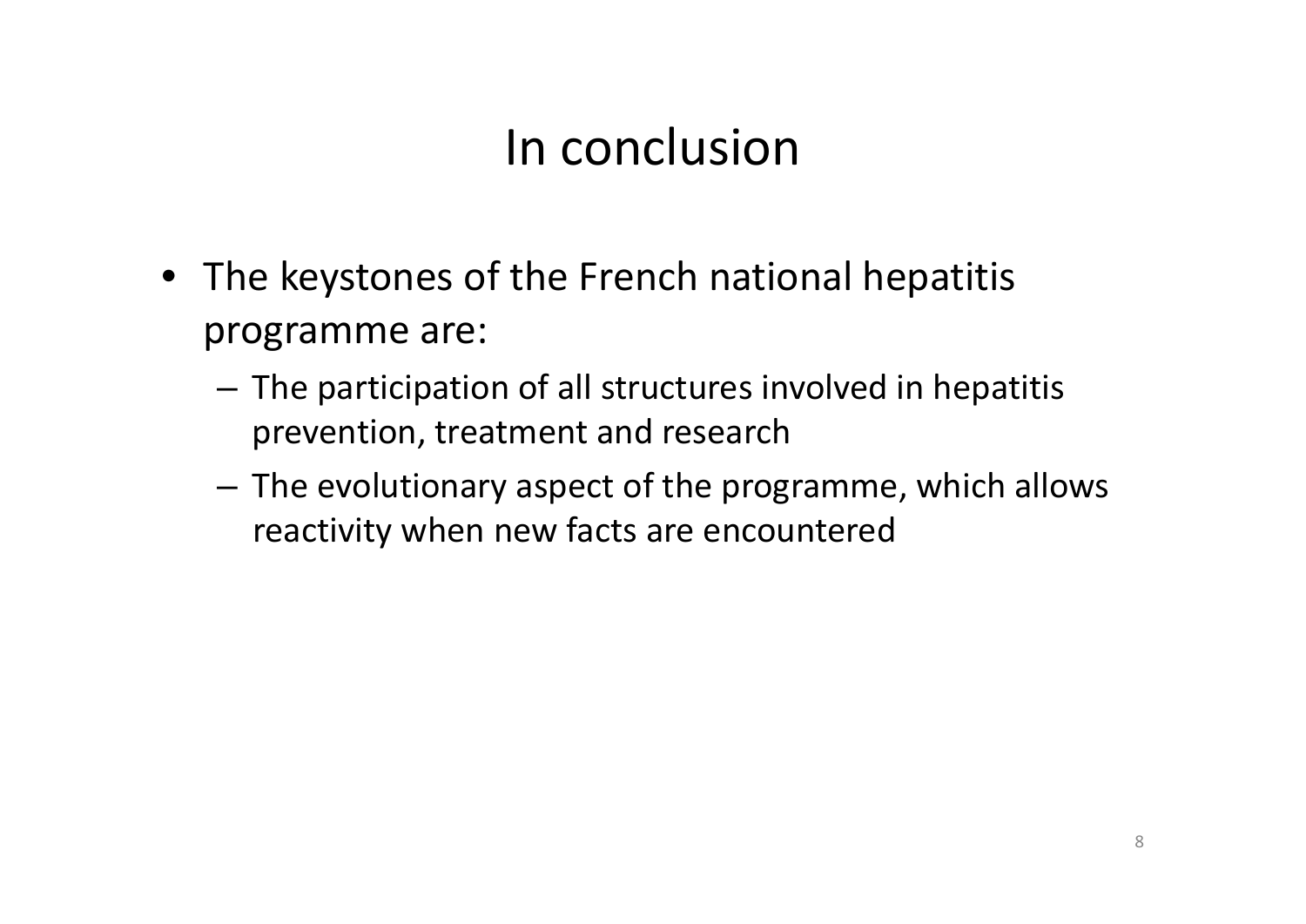# In conclusion

- The keystones of the French national hepatitis programme are:
  - The participation of all structures involved in hepatitis prevention, treatment and research
  - The evolutionary aspect of the programme, which allows reactivity when new facts are encountered